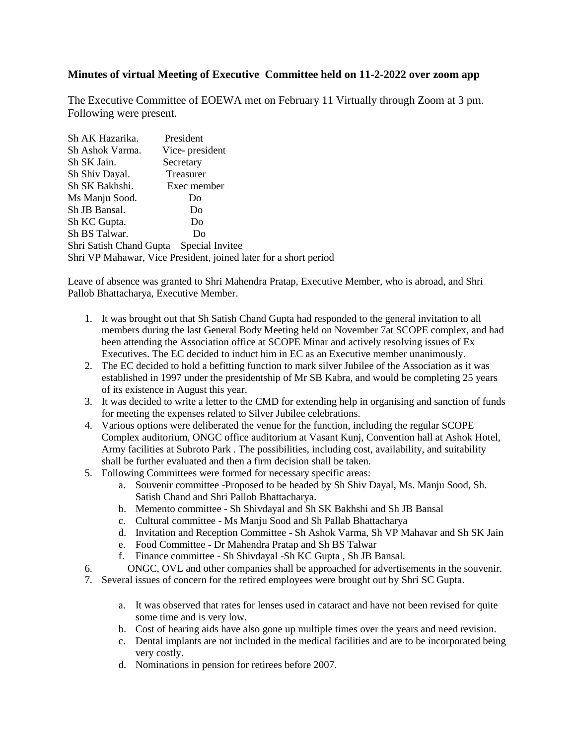**Minutes of virtual Meeting of Executive Committee held on 11-2-2022 over zoom app**

The Executive Committee of EOEWA met on February 11 Virtually through Zoom at 3 pm. Following were present.

| | |
|---|---|
| Sh AK Hazarika. | President |
| Sh Ashok Varma. | Vice- president |
| Sh SK Jain. | Secretary |
| Sh Shiv Dayal. | Treasurer |
| Sh SK Bakhshi. | Exec member |
| Ms Manju Sood. | Do |
| Sh JB Bansal. | Do |
| Sh KC Gupta. | Do |
| Sh BS Talwar. | Do |
| Shri Satish Chand Gupta | Special Invitee |

Shri VP Mahawar, Vice President, joined later for a short period

Leave of absence was granted to Shri Mahendra Pratap, Executive Member, who is abroad, and Shri Pallob Bhattacharya, Executive Member.

1. It was brought out that Sh Satish Chand Gupta had responded to the general invitation to all members during the last General Body Meeting held on November 7at SCOPE complex, and had been attending the Association office at SCOPE Minar and actively resolving issues of Ex Executives. The EC decided to induct him in EC as an Executive member unanimously.
2. The EC decided to hold a befitting function to mark silver Jubilee of the Association as it was established in 1997 under the presidentship of Mr SB Kabra, and would be completing 25 years of its existence in August this year.
3. It was decided to write a letter to the CMD for extending help in organising and sanction of funds for meeting the expenses related to Silver Jubilee celebrations.
4. Various options were deliberated the venue for the function, including the regular SCOPE Complex auditorium, ONGC office auditorium at Vasant Kunj, Convention hall at Ashok Hotel, Army facilities at Subroto Park . The possibilities, including cost, availability, and suitability shall be further evaluated and then a firm decision shall be taken.
5. Following Committees were formed for necessary specific areas:
   a. Souvenir committee -Proposed to be headed by Sh Shiv Dayal, Ms. Manju Sood, Sh. Satish Chand and Shri Pallob Bhattacharya.
   b. Memento committee - Sh Shivdayal and Sh SK Bakhshi and Sh JB Bansal
   c. Cultural committee - Ms Manju Sood and Sh Pallab Bhattacharya
   d. Invitation and Reception Committee - Sh Ashok Varma, Sh VP Mahavar and Sh SK Jain
   e. Food Committee - Dr Mahendra Pratap and Sh BS Talwar
   f. Finance committee - Sh Shivdayal -Sh KC Gupta , Sh JB Bansal.
6. ONGC, OVL and other companies shall be approached for advertisements in the souvenir.
7. Several issues of concern for the retired employees were brought out by Shri SC Gupta.

   a. It was observed that rates for lenses used in cataract and have not been revised for quite some time and is very low.
   b. Cost of hearing aids have also gone up multiple times over the years and need revision.
   c. Dental implants are not included in the medical facilities and are to be incorporated being very costly.
   d. Nominations in pension for retirees before 2007.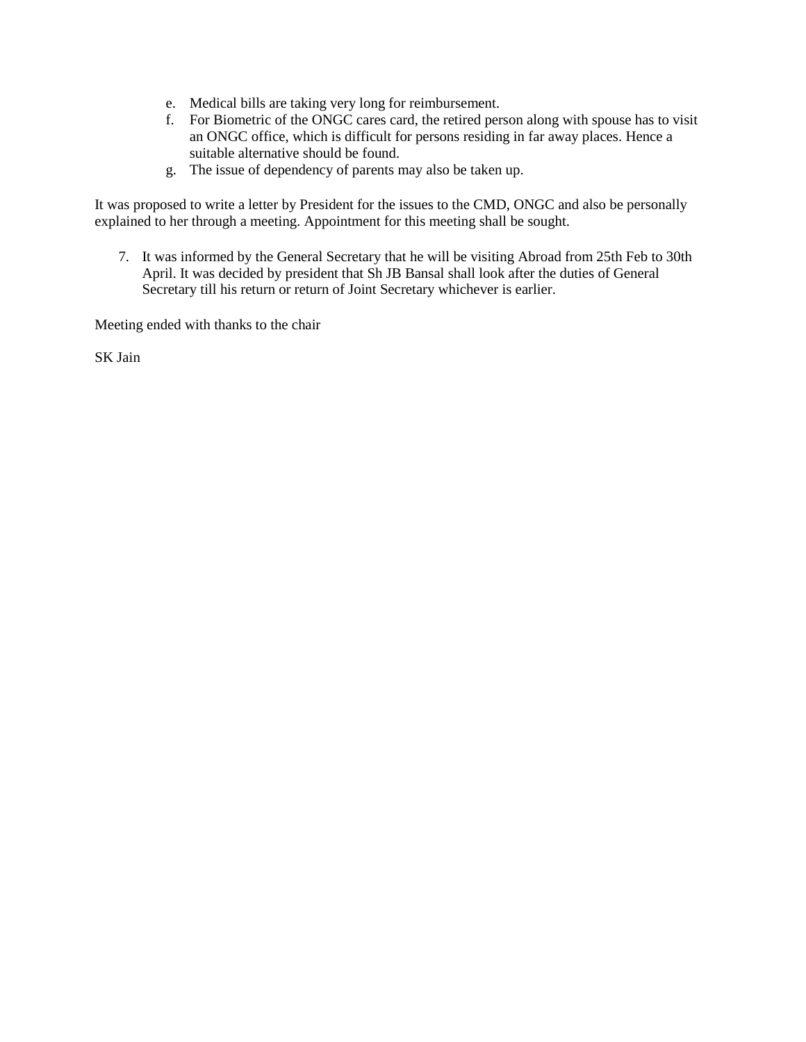e. Medical bills are taking very long for reimbursement.
f. For Biometric of the ONGC cares card, the retired person along with spouse has to visit an ONGC office, which is difficult for persons residing in far away places. Hence a suitable alternative should be found.
g. The issue of dependency of parents may also be taken up.

It was proposed to write a letter by President for the issues to the CMD, ONGC and also be personally explained to her through a meeting. Appointment for this meeting shall be sought.

7. It was informed by the General Secretary that he will be visiting Abroad from 25th Feb to 30th April. It was decided by president that Sh JB Bansal shall look after the duties of General Secretary till his return or return of Joint Secretary whichever is earlier.

Meeting ended with thanks to the chair

SK Jain